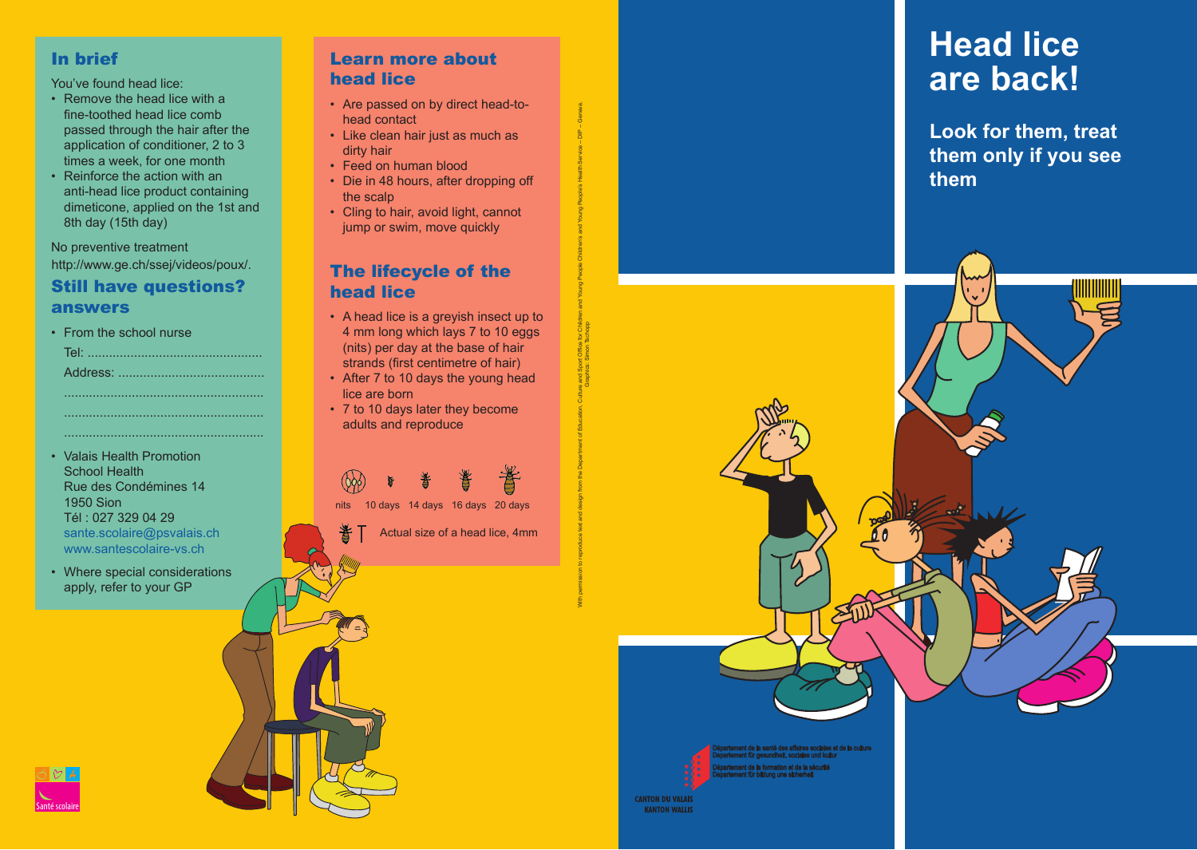## In brief

You've found head lice:

- Remove the head lice with a fine-toothed head lice comb passed through the hair after the application of conditioner, 2 to 3 times a week, for one month
- Reinforce the action with an anti-head lice product containing dimeticone, applied on the 1st and 8th day (15th day)

No preventive treatment
http://www.ge.ch/ssej/videos/poux/.

## Still have questions? answers

- From the school nurse
  Tel: ................................................
  Address: ........................................
  ......................................................
  ......................................................
  ......................................................
- Valais Health Promotion
  School Health
  Rue des Condémines 14
  1950 Sion
  Tél : 027 329 04 29
  sante.scolaire@psvalais.ch
  www.santescolaire-vs.ch
- Where special considerations apply, refer to your GP

Santé scolaire

## Learn more about head lice

- Are passed on by direct head-to-head contact
- Like clean hair just as much as dirty hair
- Feed on human blood
- Die in 48 hours, after dropping off the scalp
- Cling to hair, avoid light, cannot jump or swim, move quickly

## The lifecycle of the head lice

- A head lice is a greyish insect up to 4 mm long which lays 7 to 10 eggs (nits) per day at the base of hair strands (first centimetre of hair)
- After 7 to 10 days the young head lice are born
- 7 to 10 days later they become adults and reproduce

nits 10 days 14 days 16 days 20 days

Actual size of a head lice, 4mm

With permission to reproduce text and design from the Department of Education, Culture and Sport Office for Children and Young People Children's and Young People's Health Service – DIP – Geneva. Graphics : Simon Tschopp

# Head lice are back!

**Look for them, treat them only if you see them**

Département de la santé des affaires sociales et de la culture
Departement für gesundheit, soziales und kultur
Département de la formation et de la sécurité
Departement für bildung und sicherheit

CANTON DU VALAIS
KANTON WALLIS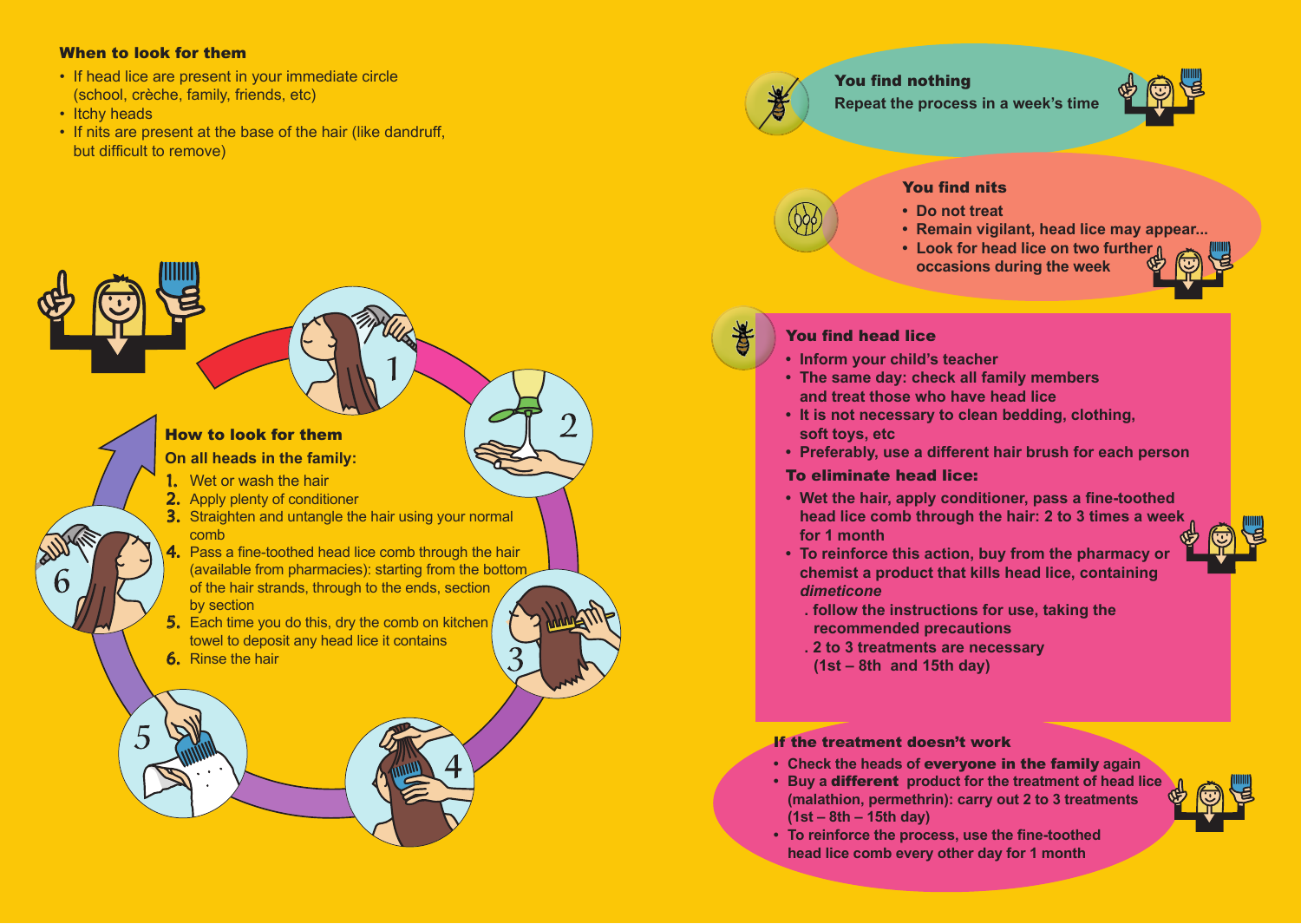## When to look for them

- If head lice are present in your immediate circle (school, crèche, family, friends, etc)
- Itchy heads
- If nits are present at the base of the hair (like dandruff, but difficult to remove)

## How to look for them

**On all heads in the family:**

1. Wet or wash the hair
2. Apply plenty of conditioner
3. Straighten and untangle the hair using your normal comb
4. Pass a fine-toothed head lice comb through the hair (available from pharmacies): starting from the bottom of the hair strands, through to the ends, section by section
5. Each time you do this, dry the comb on kitchen towel to deposit any head lice it contains
6. Rinse the hair

## You find nothing

**Repeat the process in a week's time**

## You find nits

- **Do not treat**
- **Remain vigilant, head lice may appear...**
- **Look for head lice on two further occasions during the week**

## You find head lice

- **Inform your child's teacher**
- **The same day: check all family members and treat those who have head lice**
- **It is not necessary to clean bedding, clothing, soft toys, etc**
- **Preferably, use a different hair brush for each person**

### To eliminate head lice:

- **Wet the hair, apply conditioner, pass a fine-toothed head lice comb through the hair: 2 to 3 times a week for 1 month**
- **To reinforce this action, buy from the pharmacy or chemist a product that kills head lice, containing *dimeticone***
  - **. follow the instructions for use, taking the recommended precautions**
  - **. 2 to 3 treatments are necessary (1st – 8th and 15th day)**

## If the treatment doesn't work

- **Check the heads of everyone in the family again**
- **Buy a different product for the treatment of head lice (malathion, permethrin): carry out 2 to 3 treatments (1st – 8th – 15th day)**
- **To reinforce the process, use the fine-toothed head lice comb every other day for 1 month**